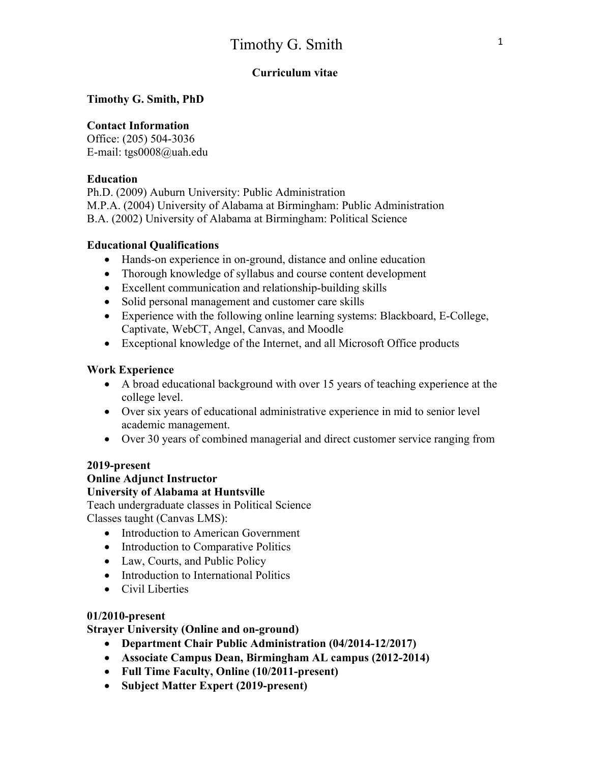# Timothy G. Smith

**Curriculum vitae**

**Timothy G. Smith, PhD**

**Contact Information**
Office: (205) 504-3036
E-mail: tgs0008@uah.edu

**Education**
Ph.D. (2009) Auburn University: Public Administration
M.P.A. (2004) University of Alabama at Birmingham: Public Administration
B.A. (2002) University of Alabama at Birmingham: Political Science

**Educational Qualifications**

- Hands-on experience in on-ground, distance and online education
- Thorough knowledge of syllabus and course content development
- Excellent communication and relationship-building skills
- Solid personal management and customer care skills
- Experience with the following online learning systems: Blackboard, E-College, Captivate, WebCT, Angel, Canvas, and Moodle
- Exceptional knowledge of the Internet, and all Microsoft Office products

**Work Experience**

- A broad educational background with over 15 years of teaching experience at the college level.
- Over six years of educational administrative experience in mid to senior level academic management.
- Over 30 years of combined managerial and direct customer service ranging from

**2019-present**
**Online Adjunct Instructor**
**University of Alabama at Huntsville**
Teach undergraduate classes in Political Science
Classes taught (Canvas LMS):

- Introduction to American Government
- Introduction to Comparative Politics
- Law, Courts, and Public Policy
- Introduction to International Politics
- Civil Liberties

**01/2010-present**
**Strayer University (Online and on-ground)**

- **Department Chair Public Administration (04/2014-12/2017)**
- **Associate Campus Dean, Birmingham AL campus (2012-2014)**
- **Full Time Faculty, Online (10/2011-present)**
- **Subject Matter Expert (2019-present)**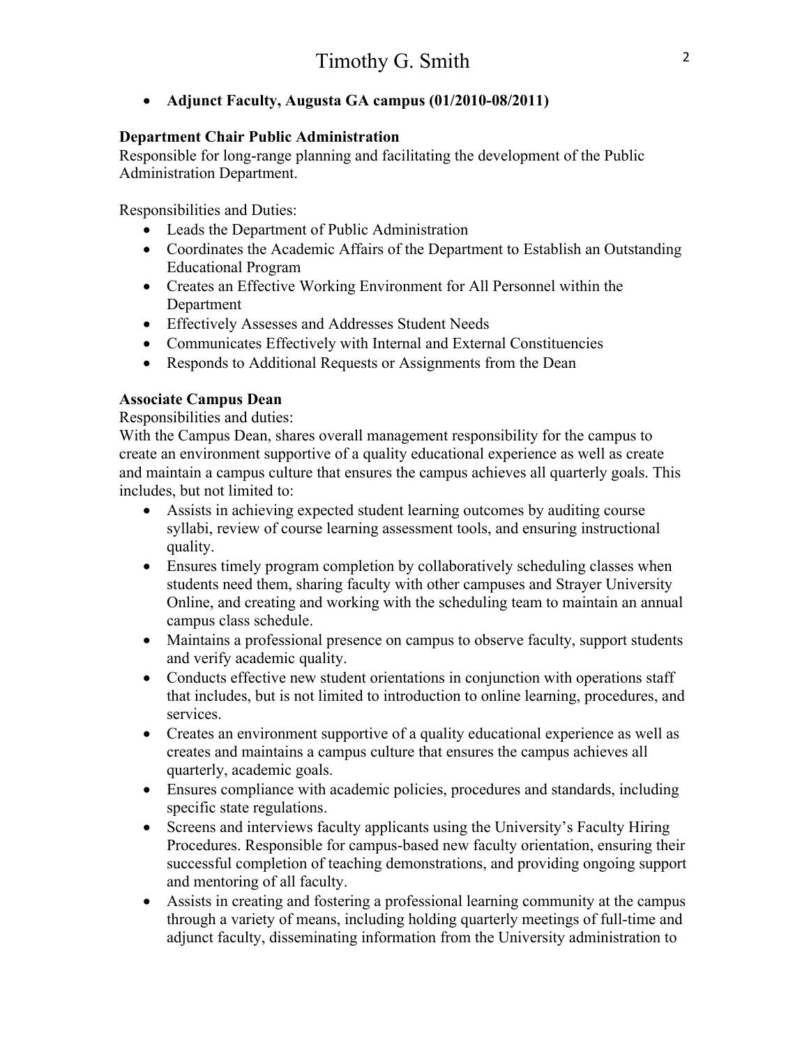- **Adjunct Faculty, Augusta GA campus (01/2010-08/2011)**

**Department Chair Public Administration**
Responsible for long-range planning and facilitating the development of the Public Administration Department.

Responsibilities and Duties:

- Leads the Department of Public Administration
- Coordinates the Academic Affairs of the Department to Establish an Outstanding Educational Program
- Creates an Effective Working Environment for All Personnel within the Department
- Effectively Assesses and Addresses Student Needs
- Communicates Effectively with Internal and External Constituencies
- Responds to Additional Requests or Assignments from the Dean

**Associate Campus Dean**
Responsibilities and duties:
With the Campus Dean, shares overall management responsibility for the campus to create an environment supportive of a quality educational experience as well as create and maintain a campus culture that ensures the campus achieves all quarterly goals. This includes, but not limited to:

- Assists in achieving expected student learning outcomes by auditing course syllabi, review of course learning assessment tools, and ensuring instructional quality.
- Ensures timely program completion by collaboratively scheduling classes when students need them, sharing faculty with other campuses and Strayer University Online, and creating and working with the scheduling team to maintain an annual campus class schedule.
- Maintains a professional presence on campus to observe faculty, support students and verify academic quality.
- Conducts effective new student orientations in conjunction with operations staff that includes, but is not limited to introduction to online learning, procedures, and services.
- Creates an environment supportive of a quality educational experience as well as creates and maintains a campus culture that ensures the campus achieves all quarterly, academic goals.
- Ensures compliance with academic policies, procedures and standards, including specific state regulations.
- Screens and interviews faculty applicants using the University's Faculty Hiring Procedures. Responsible for campus-based new faculty orientation, ensuring their successful completion of teaching demonstrations, and providing ongoing support and mentoring of all faculty.
- Assists in creating and fostering a professional learning community at the campus through a variety of means, including holding quarterly meetings of full-time and adjunct faculty, disseminating information from the University administration to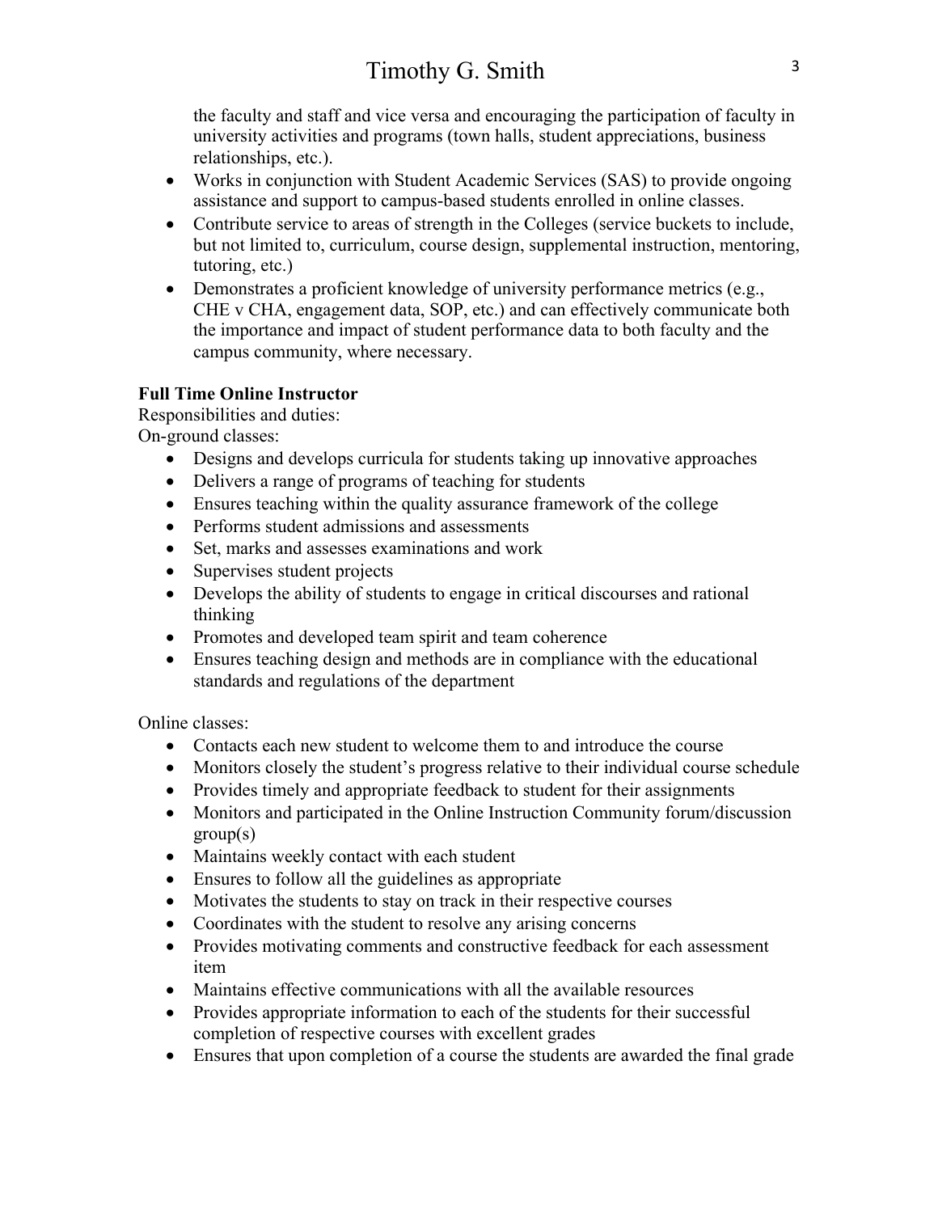the faculty and staff and vice versa and encouraging the participation of faculty in university activities and programs (town halls, student appreciations, business relationships, etc.).

- Works in conjunction with Student Academic Services (SAS) to provide ongoing assistance and support to campus-based students enrolled in online classes.
- Contribute service to areas of strength in the Colleges (service buckets to include, but not limited to, curriculum, course design, supplemental instruction, mentoring, tutoring, etc.)
- Demonstrates a proficient knowledge of university performance metrics (e.g., CHE v CHA, engagement data, SOP, etc.) and can effectively communicate both the importance and impact of student performance data to both faculty and the campus community, where necessary.

**Full Time Online Instructor**

Responsibilities and duties:

On-ground classes:

- Designs and develops curricula for students taking up innovative approaches
- Delivers a range of programs of teaching for students
- Ensures teaching within the quality assurance framework of the college
- Performs student admissions and assessments
- Set, marks and assesses examinations and work
- Supervises student projects
- Develops the ability of students to engage in critical discourses and rational thinking
- Promotes and developed team spirit and team coherence
- Ensures teaching design and methods are in compliance with the educational standards and regulations of the department

Online classes:

- Contacts each new student to welcome them to and introduce the course
- Monitors closely the student's progress relative to their individual course schedule
- Provides timely and appropriate feedback to student for their assignments
- Monitors and participated in the Online Instruction Community forum/discussion group(s)
- Maintains weekly contact with each student
- Ensures to follow all the guidelines as appropriate
- Motivates the students to stay on track in their respective courses
- Coordinates with the student to resolve any arising concerns
- Provides motivating comments and constructive feedback for each assessment item
- Maintains effective communications with all the available resources
- Provides appropriate information to each of the students for their successful completion of respective courses with excellent grades
- Ensures that upon completion of a course the students are awarded the final grade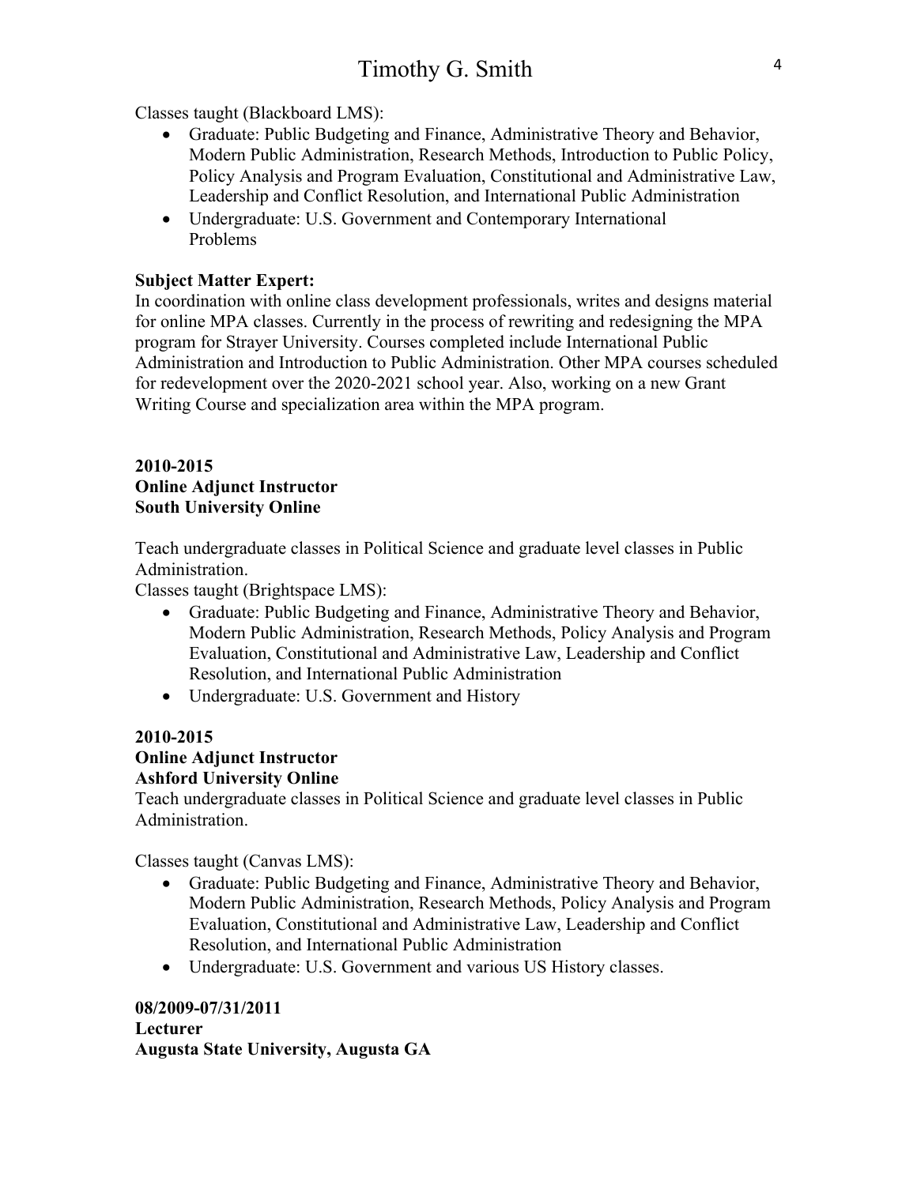Classes taught (Blackboard LMS):

- Graduate: Public Budgeting and Finance, Administrative Theory and Behavior, Modern Public Administration, Research Methods, Introduction to Public Policy, Policy Analysis and Program Evaluation, Constitutional and Administrative Law, Leadership and Conflict Resolution, and International Public Administration
- Undergraduate: U.S. Government and Contemporary International Problems

**Subject Matter Expert:**
In coordination with online class development professionals, writes and designs material for online MPA classes. Currently in the process of rewriting and redesigning the MPA program for Strayer University. Courses completed include International Public Administration and Introduction to Public Administration. Other MPA courses scheduled for redevelopment over the 2020-2021 school year. Also, working on a new Grant Writing Course and specialization area within the MPA program.

**2010-2015**
**Online Adjunct Instructor**
**South University Online**

Teach undergraduate classes in Political Science and graduate level classes in Public Administration.
Classes taught (Brightspace LMS):

- Graduate: Public Budgeting and Finance, Administrative Theory and Behavior, Modern Public Administration, Research Methods, Policy Analysis and Program Evaluation, Constitutional and Administrative Law, Leadership and Conflict Resolution, and International Public Administration
- Undergraduate: U.S. Government and History

**2010-2015**
**Online Adjunct Instructor**
**Ashford University Online**
Teach undergraduate classes in Political Science and graduate level classes in Public Administration.

Classes taught (Canvas LMS):

- Graduate: Public Budgeting and Finance, Administrative Theory and Behavior, Modern Public Administration, Research Methods, Policy Analysis and Program Evaluation, Constitutional and Administrative Law, Leadership and Conflict Resolution, and International Public Administration
- Undergraduate: U.S. Government and various US History classes.

**08/2009-07/31/2011**
**Lecturer**
**Augusta State University, Augusta GA**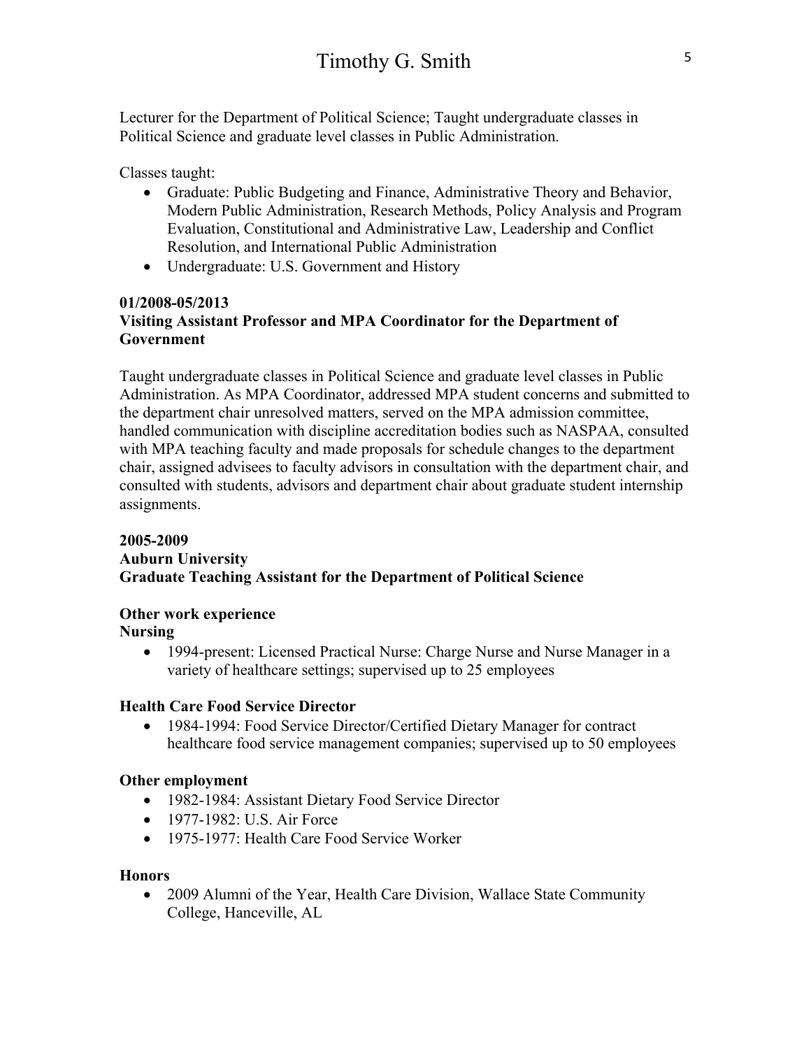Lecturer for the Department of Political Science; Taught undergraduate classes in Political Science and graduate level classes in Public Administration.

Classes taught:

- Graduate: Public Budgeting and Finance, Administrative Theory and Behavior, Modern Public Administration, Research Methods, Policy Analysis and Program Evaluation, Constitutional and Administrative Law, Leadership and Conflict Resolution, and International Public Administration
- Undergraduate: U.S. Government and History

**01/2008-05/2013**
**Visiting Assistant Professor and MPA Coordinator for the Department of Government**

Taught undergraduate classes in Political Science and graduate level classes in Public Administration. As MPA Coordinator, addressed MPA student concerns and submitted to the department chair unresolved matters, served on the MPA admission committee, handled communication with discipline accreditation bodies such as NASPAA, consulted with MPA teaching faculty and made proposals for schedule changes to the department chair, assigned advisees to faculty advisors in consultation with the department chair, and consulted with students, advisors and department chair about graduate student internship assignments.

**2005-2009**
**Auburn University**
**Graduate Teaching Assistant for the Department of Political Science**

**Other work experience**
**Nursing**

- 1994-present: Licensed Practical Nurse: Charge Nurse and Nurse Manager in a variety of healthcare settings; supervised up to 25 employees

**Health Care Food Service Director**

- 1984-1994: Food Service Director/Certified Dietary Manager for contract healthcare food service management companies; supervised up to 50 employees

**Other employment**

- 1982-1984: Assistant Dietary Food Service Director
- 1977-1982: U.S. Air Force
- 1975-1977: Health Care Food Service Worker

**Honors**

- 2009 Alumni of the Year, Health Care Division, Wallace State Community College, Hanceville, AL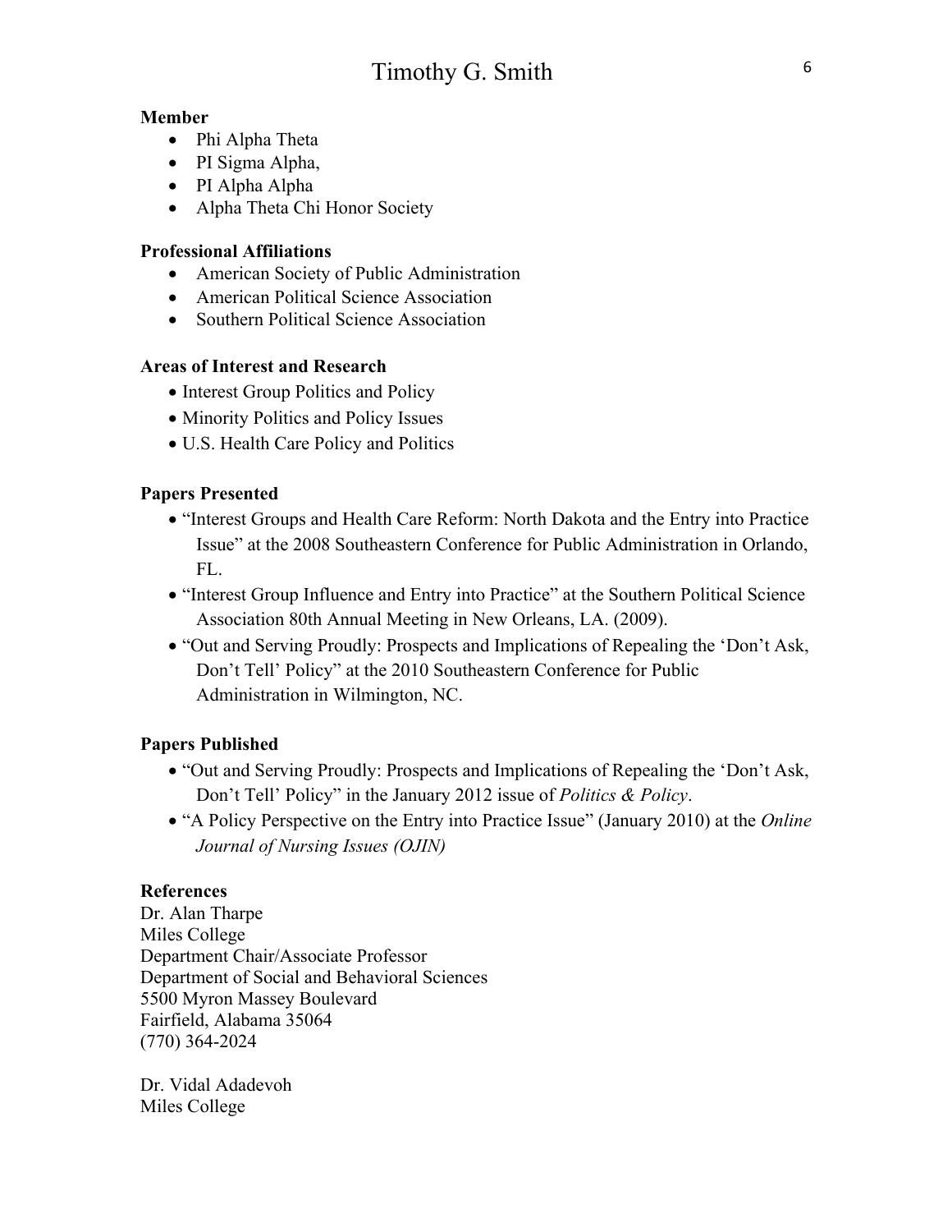**Member**

- Phi Alpha Theta
- PI Sigma Alpha,
- PI Alpha Alpha
- Alpha Theta Chi Honor Society

**Professional Affiliations**

- American Society of Public Administration
- American Political Science Association
- Southern Political Science Association

**Areas of Interest and Research**

- Interest Group Politics and Policy
- Minority Politics and Policy Issues
- U.S. Health Care Policy and Politics

**Papers Presented**

- "Interest Groups and Health Care Reform: North Dakota and the Entry into Practice Issue" at the 2008 Southeastern Conference for Public Administration in Orlando, FL.
- "Interest Group Influence and Entry into Practice" at the Southern Political Science Association 80th Annual Meeting in New Orleans, LA. (2009).
- "Out and Serving Proudly: Prospects and Implications of Repealing the 'Don't Ask, Don't Tell' Policy" at the 2010 Southeastern Conference for Public Administration in Wilmington, NC.

**Papers Published**

- "Out and Serving Proudly: Prospects and Implications of Repealing the 'Don't Ask, Don't Tell' Policy" in the January 2012 issue of *Politics & Policy*.
- "A Policy Perspective on the Entry into Practice Issue" (January 2010) at the *Online Journal of Nursing Issues (OJIN)*

**References**

Dr. Alan Tharpe  
Miles College  
Department Chair/Associate Professor  
Department of Social and Behavioral Sciences  
5500 Myron Massey Boulevard  
Fairfield, Alabama 35064  
(770) 364-2024

Dr. Vidal Adadevoh  
Miles College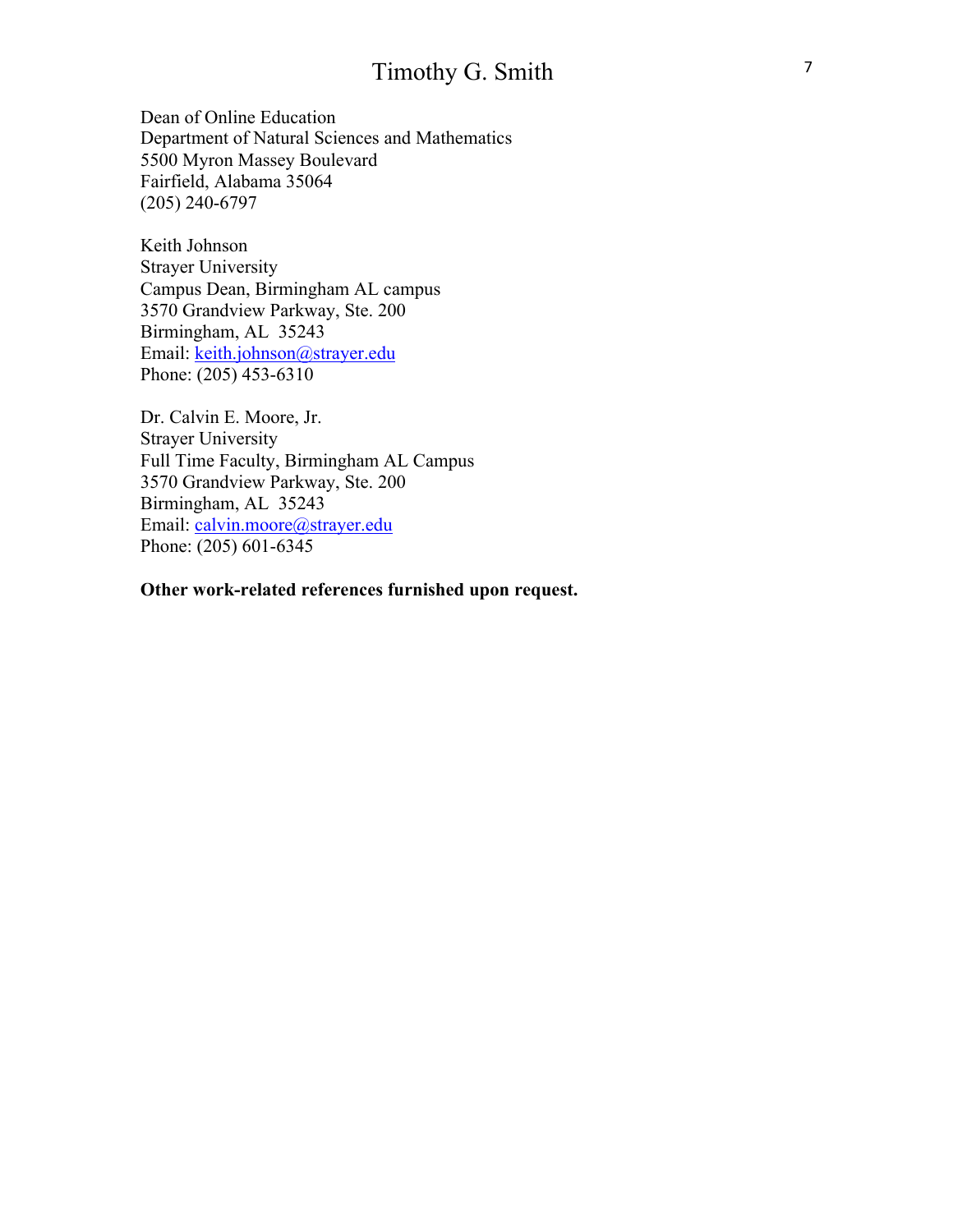Dean of Online Education
Department of Natural Sciences and Mathematics
5500 Myron Massey Boulevard
Fairfield, Alabama 35064
(205) 240-6797

Keith Johnson
Strayer University
Campus Dean, Birmingham AL campus
3570 Grandview Parkway, Ste. 200
Birmingham, AL 35243
Email: keith.johnson@strayer.edu
Phone: (205) 453-6310

Dr. Calvin E. Moore, Jr.
Strayer University
Full Time Faculty, Birmingham AL Campus
3570 Grandview Parkway, Ste. 200
Birmingham, AL 35243
Email: calvin.moore@strayer.edu
Phone: (205) 601-6345

**Other work-related references furnished upon request.**